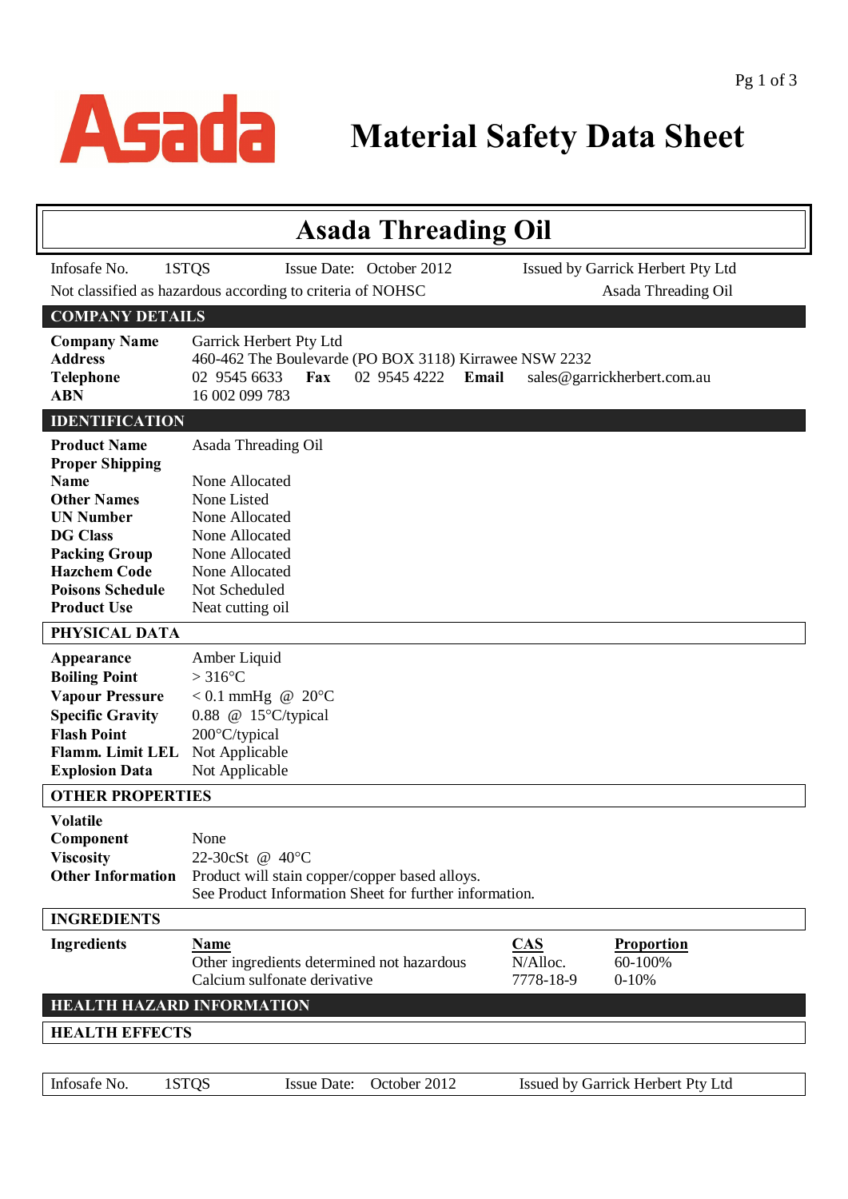Asada

# Material Safety Data Sheet

## Asada Threading Oil

Infosafe No. 1STQS Issue Date: October 2012 Issued by Garrick Herbert Pty Ltd

Not classified as hazardous according to criteria of NOHSC Asada Threading Oil

### COMPANY DETAILS

| | |
|---|---|
| **Company Name** | Garrick Herbert Pty Ltd |
| **Address** | 460-462 The Boulevarde (PO BOX 3118) Kirrawee NSW 2232 |
| **Telephone** | 02 9545 6633 **Fax** 02 9545 4222 **Email** sales@garrickherbert.com.au |
| **ABN** | 16 002 099 783 |

### IDENTIFICATION

| | |
|---|---|
| **Product Name** | Asada Threading Oil |
| **Proper Shipping Name** | None Allocated |
| **Other Names** | None Listed |
| **UN Number** | None Allocated |
| **DG Class** | None Allocated |
| **Packing Group** | None Allocated |
| **Hazchem Code** | None Allocated |
| **Poisons Schedule** | Not Scheduled |
| **Product Use** | Neat cutting oil |

### PHYSICAL DATA

| | |
|---|---|
| **Appearance** | Amber Liquid |
| **Boiling Point** | > 316°C |
| **Vapour Pressure** | < 0.1 mmHg @ 20°C |
| **Specific Gravity** | 0.88 @ 15°C/typical |
| **Flash Point** | 200°C/typical |
| **Flamm. Limit LEL** | Not Applicable |
| **Explosion Data** | Not Applicable |

### OTHER PROPERTIES

| | |
|---|---|
| **Volatile Component** | None |
| **Viscosity** | 22-30cSt @ 40°C |
| **Other Information** | Product will stain copper/copper based alloys. See Product Information Sheet for further information. |

### INGREDIENTS

**Ingredients**

| Name | CAS | Proportion |
|---|---|---|
| Other ingredients determined not hazardous | N/Alloc. | 60-100% |
| Calcium sulfonate derivative | 7778-18-9 | 0-10% |

### HEALTH HAZARD INFORMATION

### HEALTH EFFECTS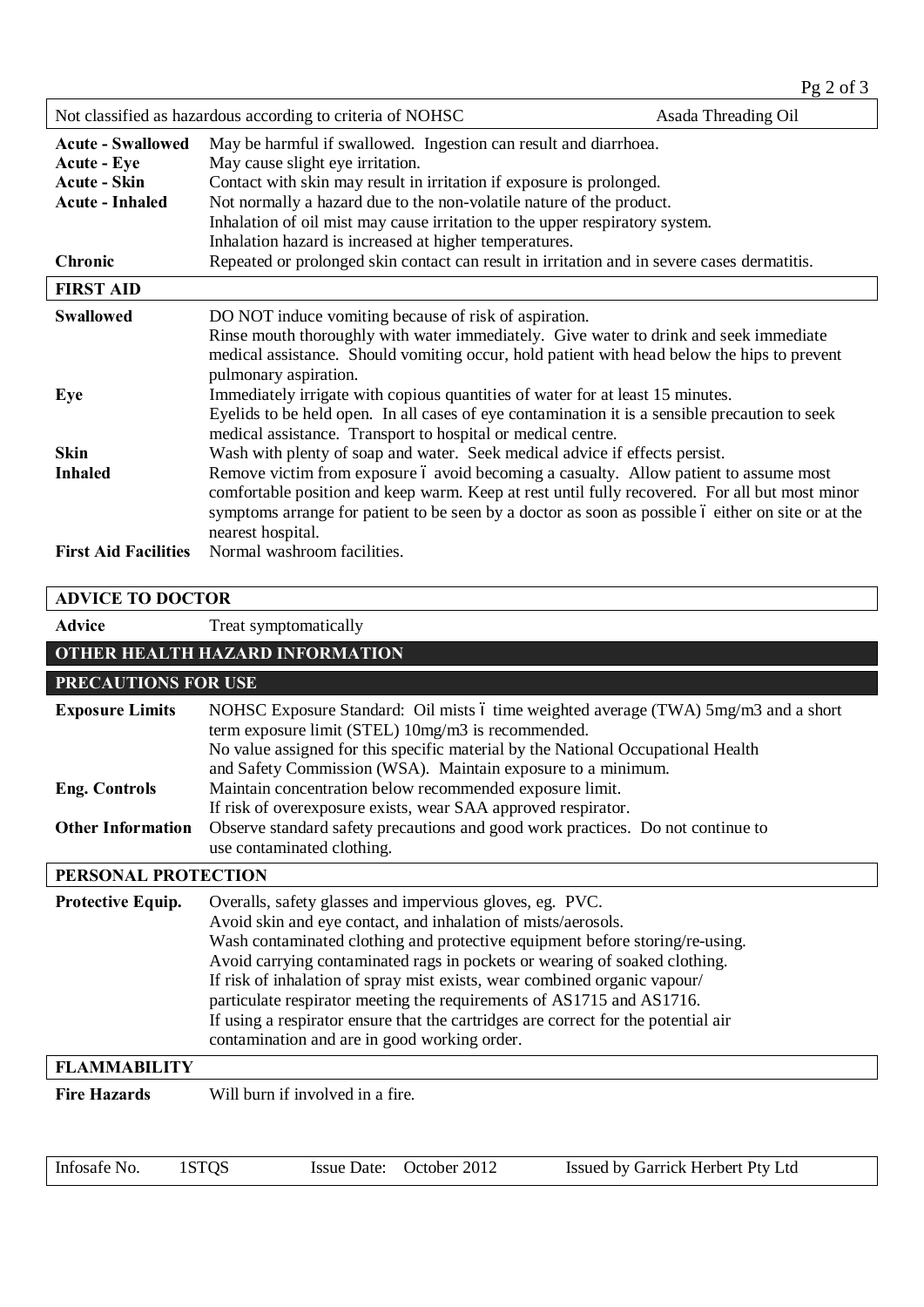Not classified as hazardous according to criteria of NOHSC — Asada Threading Oil

| | |
|---|---|
| **Acute - Swallowed** | May be harmful if swallowed. Ingestion can result and diarrhoea. |
| **Acute - Eye** | May cause slight eye irritation. |
| **Acute - Skin** | Contact with skin may result in irritation if exposure is prolonged. |
| **Acute - Inhaled** | Not normally a hazard due to the non-volatile nature of the product. Inhalation of oil mist may cause irritation to the upper respiratory system. Inhalation hazard is increased at higher temperatures. |
| **Chronic** | Repeated or prolonged skin contact can result in irritation and in severe cases dermatitis. |

## FIRST AID

| | |
|---|---|
| **Swallowed** | DO NOT induce vomiting because of risk of aspiration. Rinse mouth thoroughly with water immediately. Give water to drink and seek immediate medical assistance. Should vomiting occur, hold patient with head below the hips to prevent pulmonary aspiration. |
| **Eye** | Immediately irrigate with copious quantities of water for at least 15 minutes. Eyelids to be held open. In all cases of eye contamination it is a sensible precaution to seek medical assistance. Transport to hospital or medical centre. |
| **Skin** | Wash with plenty of soap and water. Seek medical advice if effects persist. |
| **Inhaled** | Remove victim from exposure – avoid becoming a casualty. Allow patient to assume most comfortable position and keep warm. Keep at rest until fully recovered. For all but most minor symptoms arrange for patient to be seen by a doctor as soon as possible – either on site or at the nearest hospital. |
| **First Aid Facilities** | Normal washroom facilities. |

## ADVICE TO DOCTOR

| | |
|---|---|
| **Advice** | Treat symptomatically |

## OTHER HEALTH HAZARD INFORMATION

## PRECAUTIONS FOR USE

| | |
|---|---|
| **Exposure Limits** | NOHSC Exposure Standard: Oil mists – time weighted average (TWA) 5mg/m3 and a short term exposure limit (STEL) 10mg/m3 is recommended. No value assigned for this specific material by the National Occupational Health and Safety Commission (WSA). Maintain exposure to a minimum. |
| **Eng. Controls** | Maintain concentration below recommended exposure limit. If risk of overexposure exists, wear SAA approved respirator. |
| **Other Information** | Observe standard safety precautions and good work practices. Do not continue to use contaminated clothing. |

## PERSONAL PROTECTION

| | |
|---|---|
| **Protective Equip.** | Overalls, safety glasses and impervious gloves, eg. PVC. Avoid skin and eye contact, and inhalation of mists/aerosols. Wash contaminated clothing and protective equipment before storing/re-using. Avoid carrying contaminated rags in pockets or wearing of soaked clothing. If risk of inhalation of spray mist exists, wear combined organic vapour/ particulate respirator meeting the requirements of AS1715 and AS1716. If using a respirator ensure that the cartridges are correct for the potential air contamination and are in good working order. |

## FLAMMABILITY

| | |
|---|---|
| **Fire Hazards** | Will burn if involved in a fire. |

Infosafe No. 1STQS — Issue Date: October 2012 — Issued by Garrick Herbert Pty Ltd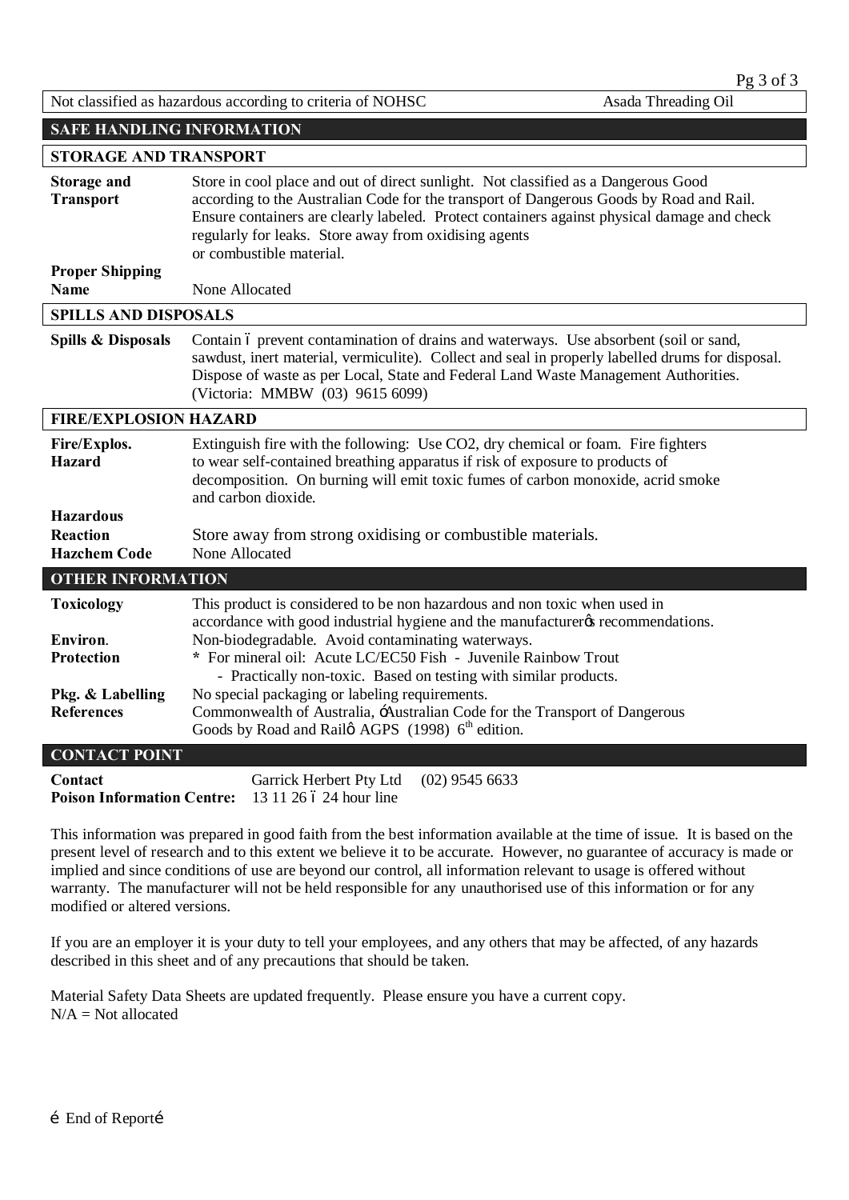Not classified as hazardous according to criteria of NOHSC | Asada Threading Oil

## SAFE HANDLING INFORMATION

### STORAGE AND TRANSPORT

**Storage and Transport**
Store in cool place and out of direct sunlight. Not classified as a Dangerous Good according to the Australian Code for the transport of Dangerous Goods by Road and Rail. Ensure containers are clearly labeled. Protect containers against physical damage and check regularly for leaks. Store away from oxidising agents or combustible material.

**Proper Shipping Name**
None Allocated

### SPILLS AND DISPOSALS

**Spills & Disposals**
Contain – prevent contamination of drains and waterways. Use absorbent (soil or sand, sawdust, inert material, vermiculite). Collect and seal in properly labelled drums for disposal. Dispose of waste as per Local, State and Federal Land Waste Management Authorities. (Victoria: MMBW (03) 9615 6099)

### FIRE/EXPLOSION HAZARD

**Fire/Explos. Hazard**
Extinguish fire with the following: Use $CO_2$, dry chemical or foam. Fire fighters to wear self-contained breathing apparatus if risk of exposure to products of decomposition. On burning will emit toxic fumes of carbon monoxide, acrid smoke and carbon dioxide.

**Hazardous Reaction**
Store away from strong oxidising or combustible materials.

**Hazchem Code**
None Allocated

## OTHER INFORMATION

**Toxicology**
This product is considered to be non hazardous and non toxic when used in accordance with good industrial hygiene and the manufacturer's recommendations.

**Environ. Protection**
Non-biodegradable. Avoid contaminating waterways.
* For mineral oil: Acute LC/EC50 Fish - Juvenile Rainbow Trout
  - Practically non-toxic. Based on testing with similar products.

**Pkg. & Labelling**
No special packaging or labeling requirements.

**References**
Commonwealth of Australia, 'Australian Code for the Transport of Dangerous Goods by Road and Rail' AGPS (1998) 6th edition.

## CONTACT POINT

**Contact** Garrick Herbert Pty Ltd (02) 9545 6633
**Poison Information Centre:** 13 11 26 – 24 hour line

This information was prepared in good faith from the best information available at the time of issue. It is based on the present level of research and to this extent we believe it to be accurate. However, no guarantee of accuracy is made or implied and since conditions of use are beyond our control, all information relevant to usage is offered without warranty. The manufacturer will not be held responsible for any unauthorised use of this information or for any modified or altered versions.

If you are an employer it is your duty to tell your employees, and any others that may be affected, of any hazards described in this sheet and of any precautions that should be taken.

Material Safety Data Sheets are updated frequently. Please ensure you have a current copy.
N/A = Not allocated

… End of Report…